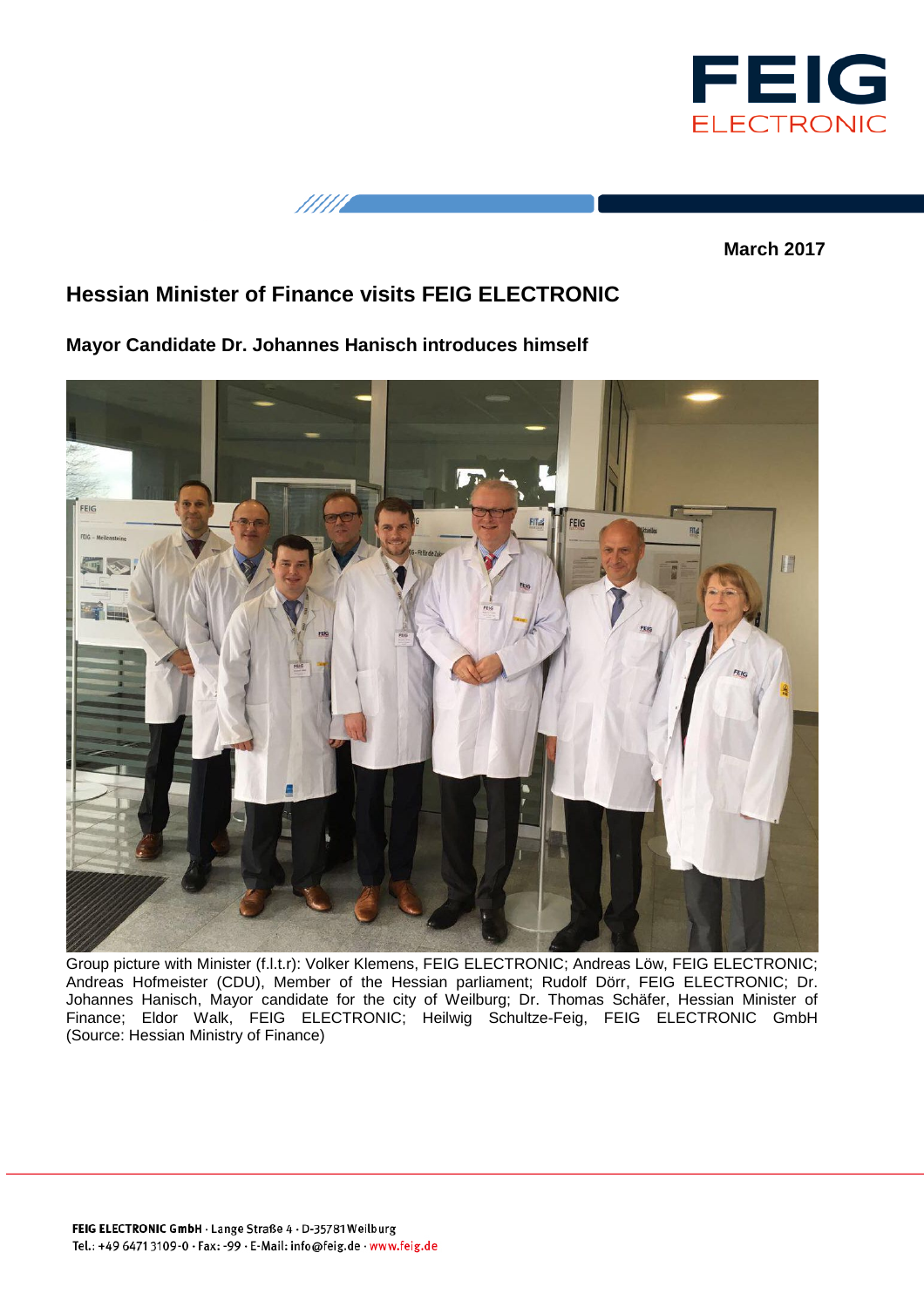March 2017

## Hessian Minister of Finance visits FEIG ELECTRONIC

### Mayor Candidate Dr. Johannes Hanisch introduces himself

Group picture with Minister (f.l.t.r): Volker Klemens, FEIG ELECTRONIC; Andreas Löw, FEIG ELECTRONIC; Andreas Hofmeister (CDU), Member of the Hessian parliament; Rudolf Dörr, FEIG ELECTRONIC; Dr. Johannes Hanisch, Mayor candidate for the city of Weilburg; Dr. Thomas Schäfer, Hessian Minister of Finance; Eldor Walk, FEIG ELECTRONIC; Heilwig Schultze-Feig, FEIG ELECTRONIC GmbH (Source: Hessian Ministry of Finance)

**FEIG ELECTRONIC GmbH** · Lange Straße 4 · D-35781 Weilburg
Tel.: +49 6471 3109-0 · Fax: -99 · E-Mail: info@feig.de · www.feig.de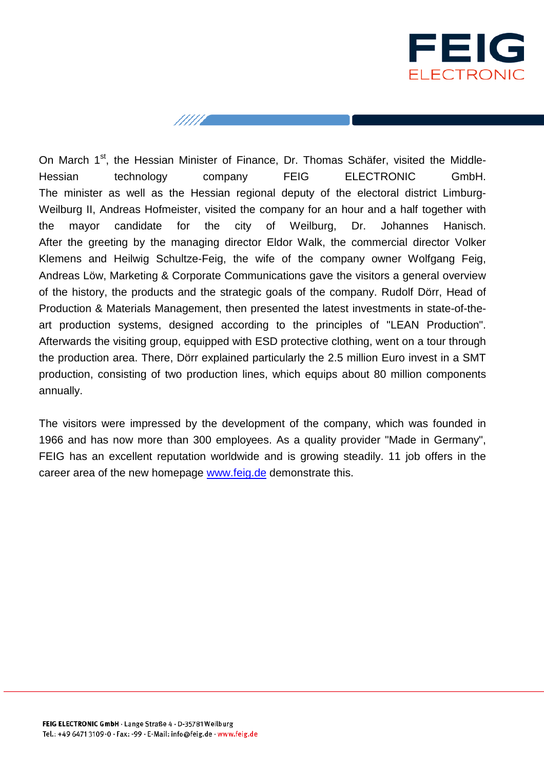On March 1st, the Hessian Minister of Finance, Dr. Thomas Schäfer, visited the Middle-Hessian technology company FEIG ELECTRONIC GmbH. The minister as well as the Hessian regional deputy of the electoral district Limburg-Weilburg II, Andreas Hofmeister, visited the company for an hour and a half together with the mayor candidate for the city of Weilburg, Dr. Johannes Hanisch. After the greeting by the managing director Eldor Walk, the commercial director Volker Klemens and Heilwig Schultze-Feig, the wife of the company owner Wolfgang Feig, Andreas Löw, Marketing & Corporate Communications gave the visitors a general overview of the history, the products and the strategic goals of the company. Rudolf Dörr, Head of Production & Materials Management, then presented the latest investments in state-of-the-art production systems, designed according to the principles of "LEAN Production". Afterwards the visiting group, equipped with ESD protective clothing, went on a tour through the production area. There, Dörr explained particularly the 2.5 million Euro invest in a SMT production, consisting of two production lines, which equips about 80 million components annually.

The visitors were impressed by the development of the company, which was founded in 1966 and has now more than 300 employees. As a quality provider "Made in Germany", FEIG has an excellent reputation worldwide and is growing steadily. 11 job offers in the career area of the new homepage www.feig.de demonstrate this.